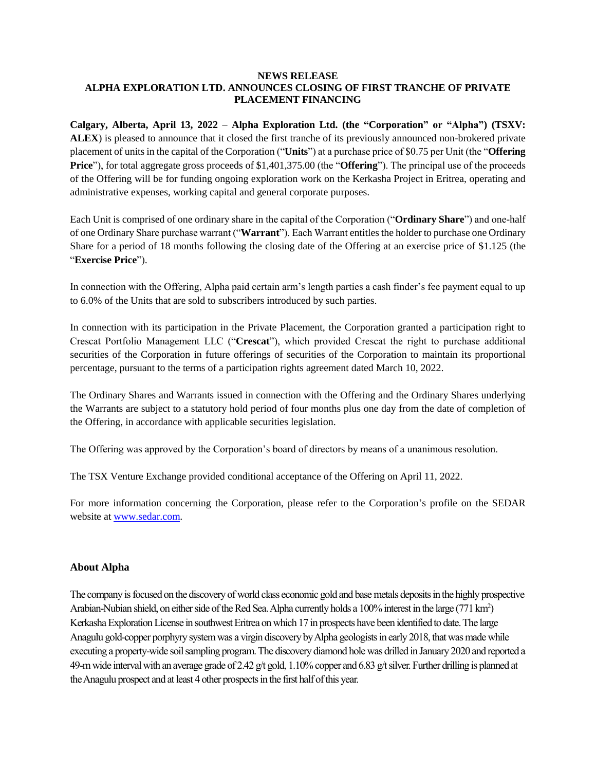**NEWS RELEASE**
**ALPHA EXPLORATION LTD. ANNOUNCES CLOSING OF FIRST TRANCHE OF PRIVATE PLACEMENT FINANCING**

**Calgary, Alberta, April 13, 2022** – **Alpha Exploration Ltd. (the "Corporation" or "Alpha") (TSXV: ALEX**) is pleased to announce that it closed the first tranche of its previously announced non-brokered private placement of units in the capital of the Corporation ("**Units**") at a purchase price of $0.75 per Unit (the "**Offering Price**"), for total aggregate gross proceeds of $1,401,375.00 (the "**Offering**"). The principal use of the proceeds of the Offering will be for funding ongoing exploration work on the Kerkasha Project in Eritrea, operating and administrative expenses, working capital and general corporate purposes.

Each Unit is comprised of one ordinary share in the capital of the Corporation ("**Ordinary Share**") and one-half of one Ordinary Share purchase warrant ("**Warrant**"). Each Warrant entitles the holder to purchase one Ordinary Share for a period of 18 months following the closing date of the Offering at an exercise price of $1.125 (the "**Exercise Price**").

In connection with the Offering, Alpha paid certain arm's length parties a cash finder's fee payment equal to up to 6.0% of the Units that are sold to subscribers introduced by such parties.

In connection with its participation in the Private Placement, the Corporation granted a participation right to Crescat Portfolio Management LLC ("**Crescat**"), which provided Crescat the right to purchase additional securities of the Corporation in future offerings of securities of the Corporation to maintain its proportional percentage, pursuant to the terms of a participation rights agreement dated March 10, 2022.

The Ordinary Shares and Warrants issued in connection with the Offering and the Ordinary Shares underlying the Warrants are subject to a statutory hold period of four months plus one day from the date of completion of the Offering, in accordance with applicable securities legislation.

The Offering was approved by the Corporation's board of directors by means of a unanimous resolution.

The TSX Venture Exchange provided conditional acceptance of the Offering on April 11, 2022.

For more information concerning the Corporation, please refer to the Corporation's profile on the SEDAR website at www.sedar.com.

### About Alpha

The company is focused on the discovery of world class economic gold and base metals deposits in the highly prospective Arabian-Nubian shield, on either side of the Red Sea. Alpha currently holds a 100% interest in the large (771 km$^2$) Kerkasha Exploration License in southwest Eritrea on which 17 in prospects have been identified to date. The large Anagulu gold-copper porphyry system was a virgin discovery by Alpha geologists in early 2018, that was made while executing a property-wide soil sampling program. The discovery diamond hole was drilled in January 2020 and reported a 49-m wide interval with an average grade of 2.42 g/t gold, 1.10% copper and 6.83 g/t silver. Further drilling is planned at the Anagulu prospect and at least 4 other prospects in the first half of this year.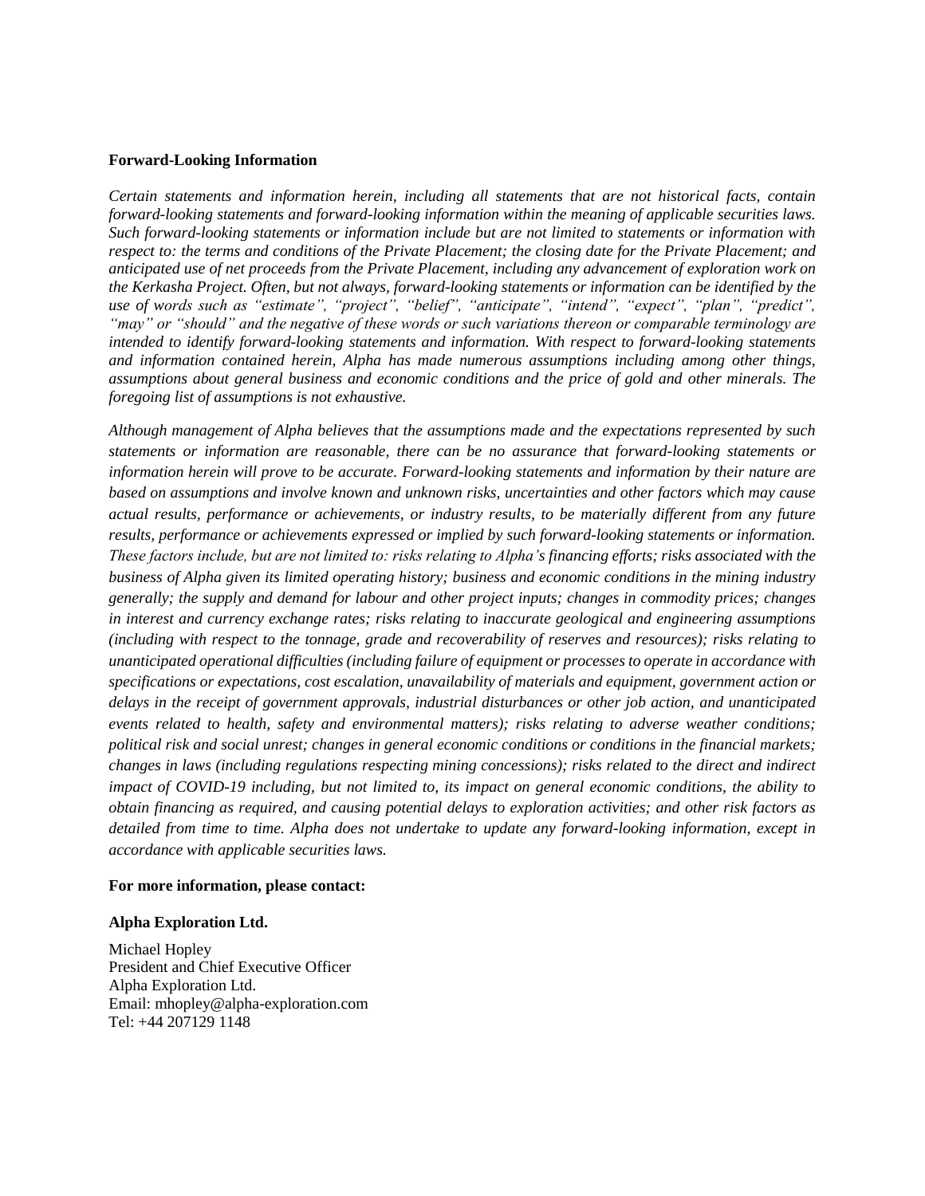**Forward-Looking Information**

*Certain statements and information herein, including all statements that are not historical facts, contain forward-looking statements and forward-looking information within the meaning of applicable securities laws. Such forward-looking statements or information include but are not limited to statements or information with respect to: the terms and conditions of the Private Placement; the closing date for the Private Placement; and anticipated use of net proceeds from the Private Placement, including any advancement of exploration work on the Kerkasha Project. Often, but not always, forward-looking statements or information can be identified by the use of words such as "estimate", "project", "belief", "anticipate", "intend", "expect", "plan", "predict", "may" or "should" and the negative of these words or such variations thereon or comparable terminology are intended to identify forward-looking statements and information. With respect to forward-looking statements and information contained herein, Alpha has made numerous assumptions including among other things, assumptions about general business and economic conditions and the price of gold and other minerals. The foregoing list of assumptions is not exhaustive.*

*Although management of Alpha believes that the assumptions made and the expectations represented by such statements or information are reasonable, there can be no assurance that forward-looking statements or information herein will prove to be accurate. Forward-looking statements and information by their nature are based on assumptions and involve known and unknown risks, uncertainties and other factors which may cause actual results, performance or achievements, or industry results, to be materially different from any future results, performance or achievements expressed or implied by such forward-looking statements or information. These factors include, but are not limited to: risks relating to Alpha's financing efforts; risks associated with the business of Alpha given its limited operating history; business and economic conditions in the mining industry generally; the supply and demand for labour and other project inputs; changes in commodity prices; changes in interest and currency exchange rates; risks relating to inaccurate geological and engineering assumptions (including with respect to the tonnage, grade and recoverability of reserves and resources); risks relating to unanticipated operational difficulties (including failure of equipment or processes to operate in accordance with specifications or expectations, cost escalation, unavailability of materials and equipment, government action or delays in the receipt of government approvals, industrial disturbances or other job action, and unanticipated events related to health, safety and environmental matters); risks relating to adverse weather conditions; political risk and social unrest; changes in general economic conditions or conditions in the financial markets; changes in laws (including regulations respecting mining concessions); risks related to the direct and indirect impact of COVID-19 including, but not limited to, its impact on general economic conditions, the ability to obtain financing as required, and causing potential delays to exploration activities; and other risk factors as detailed from time to time. Alpha does not undertake to update any forward-looking information, except in accordance with applicable securities laws.*

**For more information, please contact:**

**Alpha Exploration Ltd.**

Michael Hopley
President and Chief Executive Officer
Alpha Exploration Ltd.
Email: mhopley@alpha-exploration.com
Tel: +44 207129 1148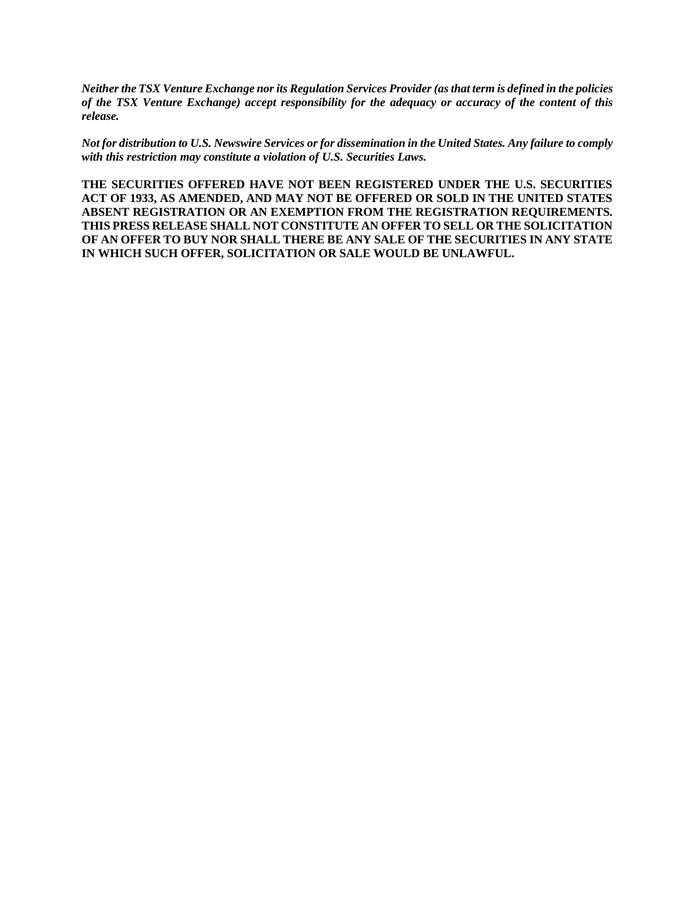***Neither the TSX Venture Exchange nor its Regulation Services Provider (as that term is defined in the policies of the TSX Venture Exchange) accept responsibility for the adequacy or accuracy of the content of this release.***

***Not for distribution to U.S. Newswire Services or for dissemination in the United States. Any failure to comply with this restriction may constitute a violation of U.S. Securities Laws.***

**THE SECURITIES OFFERED HAVE NOT BEEN REGISTERED UNDER THE U.S. SECURITIES ACT OF 1933, AS AMENDED, AND MAY NOT BE OFFERED OR SOLD IN THE UNITED STATES ABSENT REGISTRATION OR AN EXEMPTION FROM THE REGISTRATION REQUIREMENTS. THIS PRESS RELEASE SHALL NOT CONSTITUTE AN OFFER TO SELL OR THE SOLICITATION OF AN OFFER TO BUY NOR SHALL THERE BE ANY SALE OF THE SECURITIES IN ANY STATE IN WHICH SUCH OFFER, SOLICITATION OR SALE WOULD BE UNLAWFUL.**